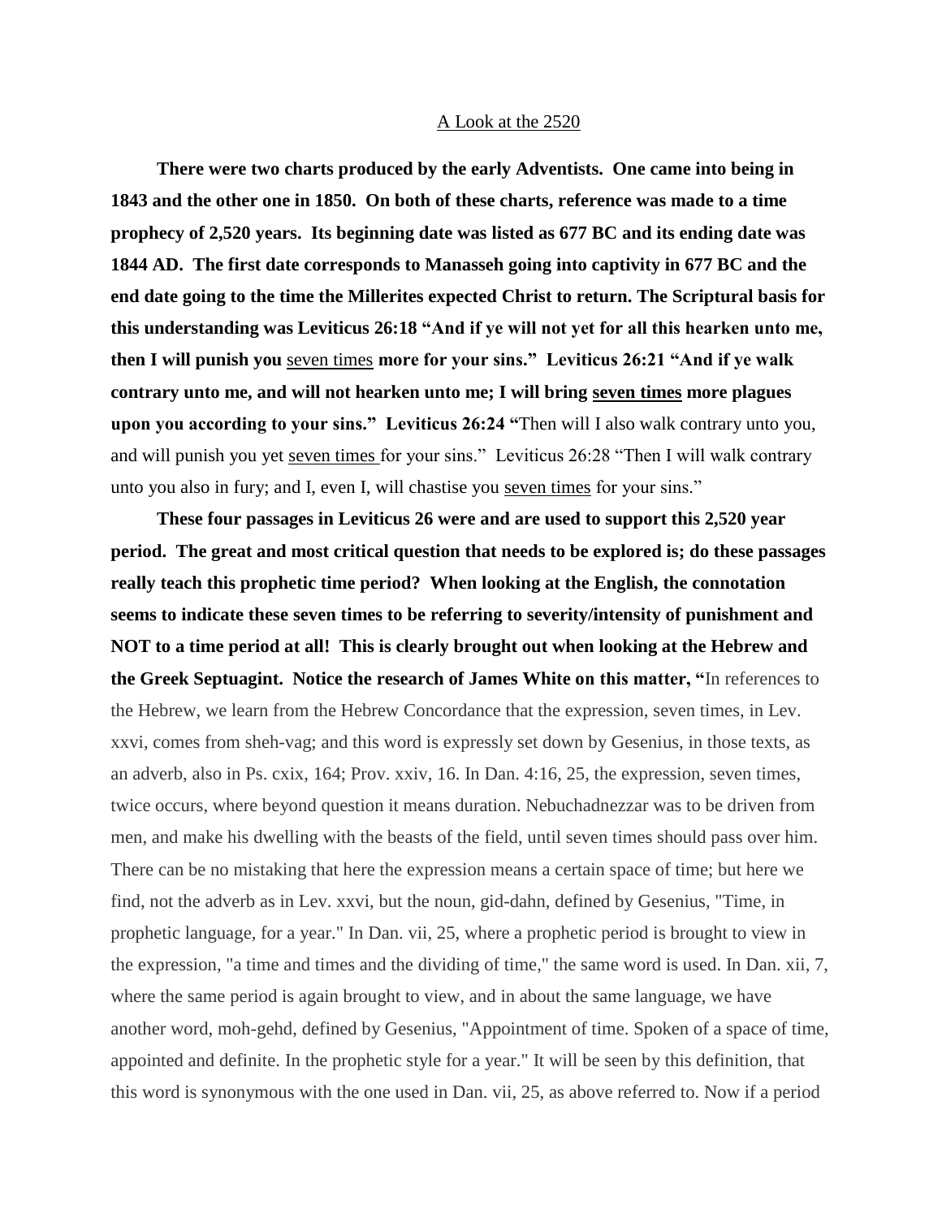# A Look at the 2520

**There were two charts produced by the early Adventists. One came into being in 1843 and the other one in 1850. On both of these charts, reference was made to a time prophecy of 2,520 years. Its beginning date was listed as 677 BC and its ending date was 1844 AD. The first date corresponds to Manasseh going into captivity in 677 BC and the end date going to the time the Millerites expected Christ to return. The Scriptural basis for this understanding was Leviticus 26:18 "And if ye will not yet for all this hearken unto me, then I will punish you** <u>seven times</u> **more for your sins." Leviticus 26:21 "And if ye walk contrary unto me, and will not hearken unto me; I will bring <u>seven times</u> more plagues upon you according to your sins." Leviticus 26:24 "**Then will I also walk contrary unto you, and will punish you yet <u>seven times</u> for your sins." Leviticus 26:28 "Then I will walk contrary unto you also in fury; and I, even I, will chastise you <u>seven times</u> for your sins."

**These four passages in Leviticus 26 were and are used to support this 2,520 year period. The great and most critical question that needs to be explored is; do these passages really teach this prophetic time period? When looking at the English, the connotation seems to indicate these seven times to be referring to severity/intensity of punishment and NOT to a time period at all! This is clearly brought out when looking at the Hebrew and the Greek Septuagint. Notice the research of James White on this matter, "**In references to the Hebrew, we learn from the Hebrew Concordance that the expression, seven times, in Lev. xxvi, comes from sheh-vag; and this word is expressly set down by Gesenius, in those texts, as an adverb, also in Ps. cxix, 164; Prov. xxiv, 16. In Dan. 4:16, 25, the expression, seven times, twice occurs, where beyond question it means duration. Nebuchadnezzar was to be driven from men, and make his dwelling with the beasts of the field, until seven times should pass over him. There can be no mistaking that here the expression means a certain space of time; but here we find, not the adverb as in Lev. xxvi, but the noun, gid-dahn, defined by Gesenius, "Time, in prophetic language, for a year." In Dan. vii, 25, where a prophetic period is brought to view in the expression, "a time and times and the dividing of time," the same word is used. In Dan. xii, 7, where the same period is again brought to view, and in about the same language, we have another word, moh-gehd, defined by Gesenius, "Appointment of time. Spoken of a space of time, appointed and definite. In the prophetic style for a year." It will be seen by this definition, that this word is synonymous with the one used in Dan. vii, 25, as above referred to. Now if a period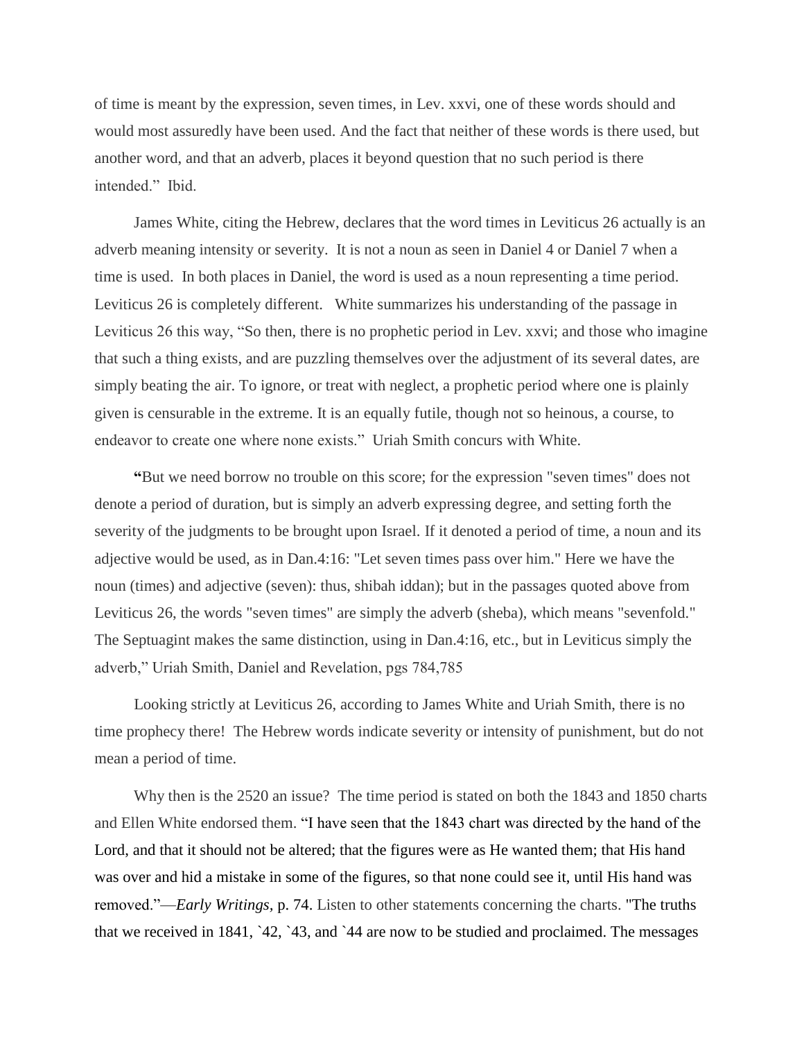of time is meant by the expression, seven times, in Lev. xxvi, one of these words should and would most assuredly have been used. And the fact that neither of these words is there used, but another word, and that an adverb, places it beyond question that no such period is there intended." Ibid.

James White, citing the Hebrew, declares that the word times in Leviticus 26 actually is an adverb meaning intensity or severity. It is not a noun as seen in Daniel 4 or Daniel 7 when a time is used. In both places in Daniel, the word is used as a noun representing a time period. Leviticus 26 is completely different. White summarizes his understanding of the passage in Leviticus 26 this way, "So then, there is no prophetic period in Lev. xxvi; and those who imagine that such a thing exists, and are puzzling themselves over the adjustment of its several dates, are simply beating the air. To ignore, or treat with neglect, a prophetic period where one is plainly given is censurable in the extreme. It is an equally futile, though not so heinous, a course, to endeavor to create one where none exists." Uriah Smith concurs with White.

"But we need borrow no trouble on this score; for the expression "seven times" does not denote a period of duration, but is simply an adverb expressing degree, and setting forth the severity of the judgments to be brought upon Israel. If it denoted a period of time, a noun and its adjective would be used, as in Dan.4:16: "Let seven times pass over him." Here we have the noun (times) and adjective (seven): thus, shibah iddan); but in the passages quoted above from Leviticus 26, the words "seven times" are simply the adverb (sheba), which means "sevenfold." The Septuagint makes the same distinction, using in Dan.4:16, etc., but in Leviticus simply the adverb," Uriah Smith, Daniel and Revelation, pgs 784,785

Looking strictly at Leviticus 26, according to James White and Uriah Smith, there is no time prophecy there! The Hebrew words indicate severity or intensity of punishment, but do not mean a period of time.

Why then is the 2520 an issue? The time period is stated on both the 1843 and 1850 charts and Ellen White endorsed them. "I have seen that the 1843 chart was directed by the hand of the Lord, and that it should not be altered; that the figures were as He wanted them; that His hand was over and hid a mistake in some of the figures, so that none could see it, until His hand was removed."—*Early Writings,* p. 74. Listen to other statements concerning the charts. "The truths that we received in 1841, `42, `43, and `44 are now to be studied and proclaimed. The messages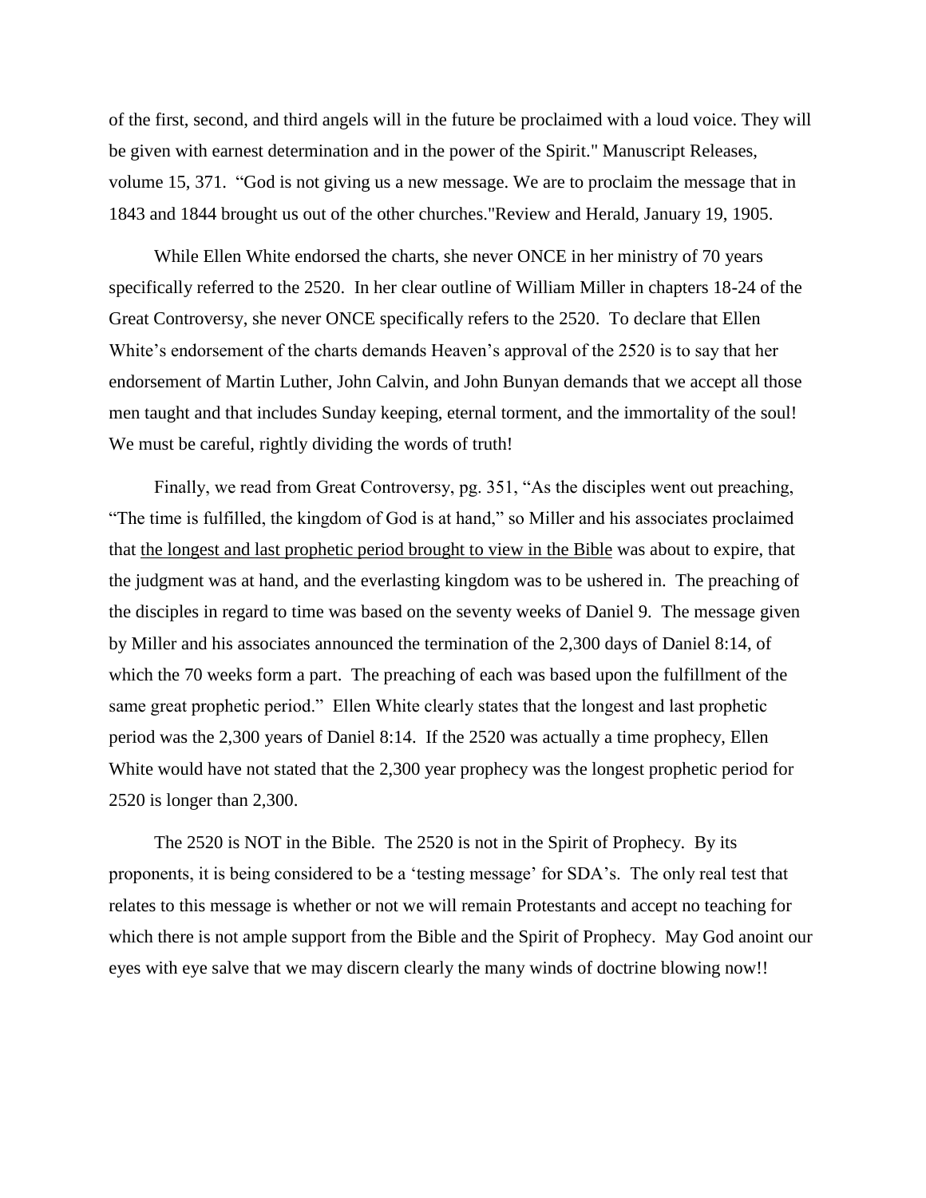of the first, second, and third angels will in the future be proclaimed with a loud voice. They will be given with earnest determination and in the power of the Spirit." Manuscript Releases, volume 15, 371. "God is not giving us a new message. We are to proclaim the message that in 1843 and 1844 brought us out of the other churches."Review and Herald, January 19, 1905.

While Ellen White endorsed the charts, she never ONCE in her ministry of 70 years specifically referred to the 2520. In her clear outline of William Miller in chapters 18-24 of the Great Controversy, she never ONCE specifically refers to the 2520. To declare that Ellen White's endorsement of the charts demands Heaven's approval of the 2520 is to say that her endorsement of Martin Luther, John Calvin, and John Bunyan demands that we accept all those men taught and that includes Sunday keeping, eternal torment, and the immortality of the soul! We must be careful, rightly dividing the words of truth!

Finally, we read from Great Controversy, pg. 351, "As the disciples went out preaching, "The time is fulfilled, the kingdom of God is at hand," so Miller and his associates proclaimed that <u>the longest and last prophetic period brought to view in the Bible</u> was about to expire, that the judgment was at hand, and the everlasting kingdom was to be ushered in. The preaching of the disciples in regard to time was based on the seventy weeks of Daniel 9. The message given by Miller and his associates announced the termination of the 2,300 days of Daniel 8:14, of which the 70 weeks form a part. The preaching of each was based upon the fulfillment of the same great prophetic period." Ellen White clearly states that the longest and last prophetic period was the 2,300 years of Daniel 8:14. If the 2520 was actually a time prophecy, Ellen White would have not stated that the 2,300 year prophecy was the longest prophetic period for 2520 is longer than 2,300.

The 2520 is NOT in the Bible. The 2520 is not in the Spirit of Prophecy. By its proponents, it is being considered to be a 'testing message' for SDA's. The only real test that relates to this message is whether or not we will remain Protestants and accept no teaching for which there is not ample support from the Bible and the Spirit of Prophecy. May God anoint our eyes with eye salve that we may discern clearly the many winds of doctrine blowing now!!